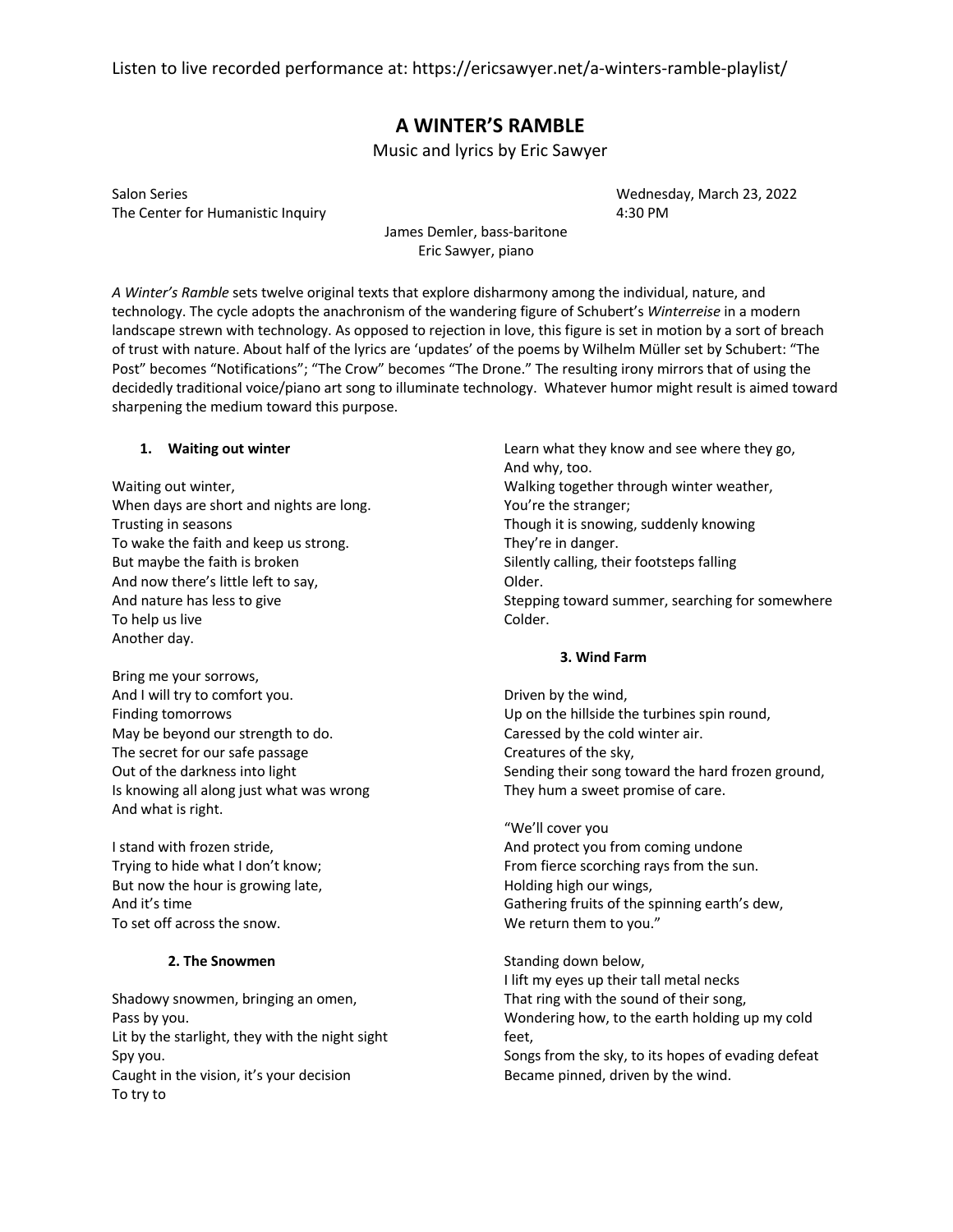Listen to live recorded performance at: https://ericsawyer.net/a-winters-ramble-playlist/

# A WINTER'S RAMBLE

Music and lyrics by Eric Sawyer

Salon Series
The Center for Humanistic Inquiry

Wednesday, March 23, 2022
4:30 PM

James Demler, bass-baritone
Eric Sawyer, piano

*A Winter's Ramble* sets twelve original texts that explore disharmony among the individual, nature, and technology. The cycle adopts the anachronism of the wandering figure of Schubert's *Winterreise* in a modern landscape strewn with technology. As opposed to rejection in love, this figure is set in motion by a sort of breach of trust with nature. About half of the lyrics are 'updates' of the poems by Wilhelm Müller set by Schubert: "The Post" becomes "Notifications"; "The Crow" becomes "The Drone." The resulting irony mirrors that of using the decidedly traditional voice/piano art song to illuminate technology. Whatever humor might result is aimed toward sharpening the medium toward this purpose.

### 1. Waiting out winter

Waiting out winter,
When days are short and nights are long.
Trusting in seasons
To wake the faith and keep us strong.
But maybe the faith is broken
And now there's little left to say,
And nature has less to give
To help us live
Another day.

Bring me your sorrows,
And I will try to comfort you.
Finding tomorrows
May be beyond our strength to do.
The secret for our safe passage
Out of the darkness into light
Is knowing all along just what was wrong
And what is right.

I stand with frozen stride,
Trying to hide what I don't know;
But now the hour is growing late,
And it's time
To set off across the snow.

### 2. The Snowmen

Shadowy snowmen, bringing an omen,
Pass by you.
Lit by the starlight, they with the night sight
Spy you.
Caught in the vision, it's your decision
To try to
Learn what they know and see where they go,
And why, too.
Walking together through winter weather,
You're the stranger;
Though it is snowing, suddenly knowing
They're in danger.
Silently calling, their footsteps falling
Older.
Stepping toward summer, searching for somewhere
Colder.

### 3. Wind Farm

Driven by the wind,
Up on the hillside the turbines spin round,
Caressed by the cold winter air.
Creatures of the sky,
Sending their song toward the hard frozen ground,
They hum a sweet promise of care.

"We'll cover you
And protect you from coming undone
From fierce scorching rays from the sun.
Holding high our wings,
Gathering fruits of the spinning earth's dew,
We return them to you."

Standing down below,
I lift my eyes up their tall metal necks
That ring with the sound of their song,
Wondering how, to the earth holding up my cold feet,
Songs from the sky, to its hopes of evading defeat
Became pinned, driven by the wind.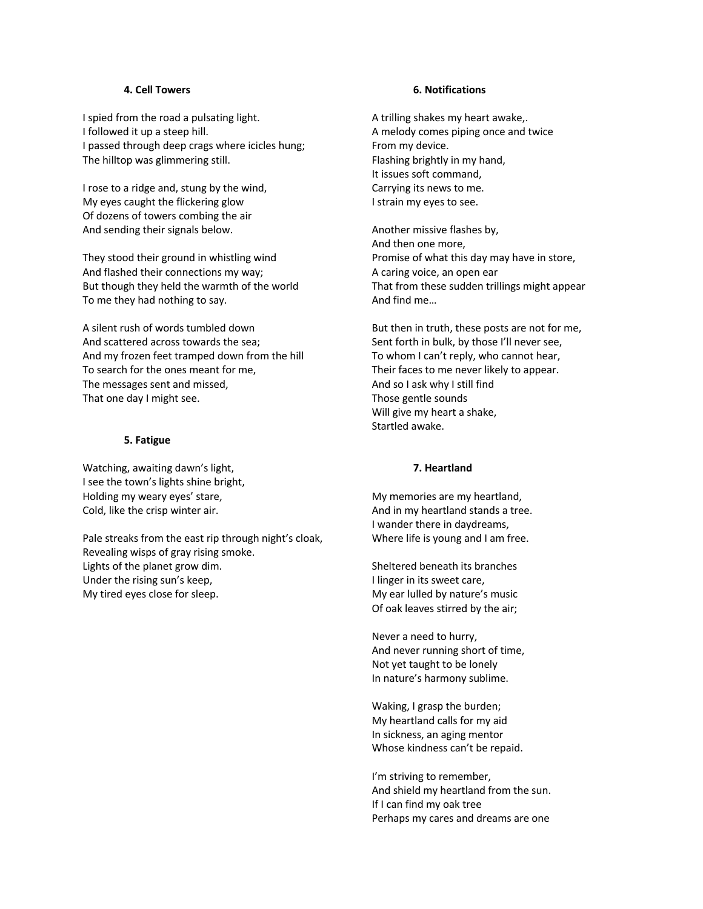### 4. Cell Towers

I spied from the road a pulsating light.  
I followed it up a steep hill.  
I passed through deep crags where icicles hung;  
The hilltop was glimmering still.

I rose to a ridge and, stung by the wind,  
My eyes caught the flickering glow  
Of dozens of towers combing the air  
And sending their signals below.

They stood their ground in whistling wind  
And flashed their connections my way;  
But though they held the warmth of the world  
To me they had nothing to say.

A silent rush of words tumbled down  
And scattered across towards the sea;  
And my frozen feet tramped down from the hill  
To search for the ones meant for me,  
The messages sent and missed,  
That one day I might see.

### 5. Fatigue

Watching, awaiting dawn's light,  
I see the town's lights shine bright,  
Holding my weary eyes' stare,  
Cold, like the crisp winter air.

Pale streaks from the east rip through night's cloak,  
Revealing wisps of gray rising smoke.  
Lights of the planet grow dim.  
Under the rising sun's keep,  
My tired eyes close for sleep.

### 6. Notifications

A trilling shakes my heart awake,.  
A melody comes piping once and twice  
From my device.  
Flashing brightly in my hand,  
It issues soft command,  
Carrying its news to me.  
I strain my eyes to see.

Another missive flashes by,  
And then one more,  
Promise of what this day may have in store,  
A caring voice, an open ear  
That from these sudden trillings might appear  
And find me…

But then in truth, these posts are not for me,  
Sent forth in bulk, by those I'll never see,  
To whom I can't reply, who cannot hear,  
Their faces to me never likely to appear.  
And so I ask why I still find  
Those gentle sounds  
Will give my heart a shake,  
Startled awake.

### 7. Heartland

My memories are my heartland,  
And in my heartland stands a tree.  
I wander there in daydreams,  
Where life is young and I am free.

Sheltered beneath its branches  
I linger in its sweet care,  
My ear lulled by nature's music  
Of oak leaves stirred by the air;

Never a need to hurry,  
And never running short of time,  
Not yet taught to be lonely  
In nature's harmony sublime.

Waking, I grasp the burden;  
My heartland calls for my aid  
In sickness, an aging mentor  
Whose kindness can't be repaid.

I'm striving to remember,  
And shield my heartland from the sun.  
If I can find my oak tree  
Perhaps my cares and dreams are one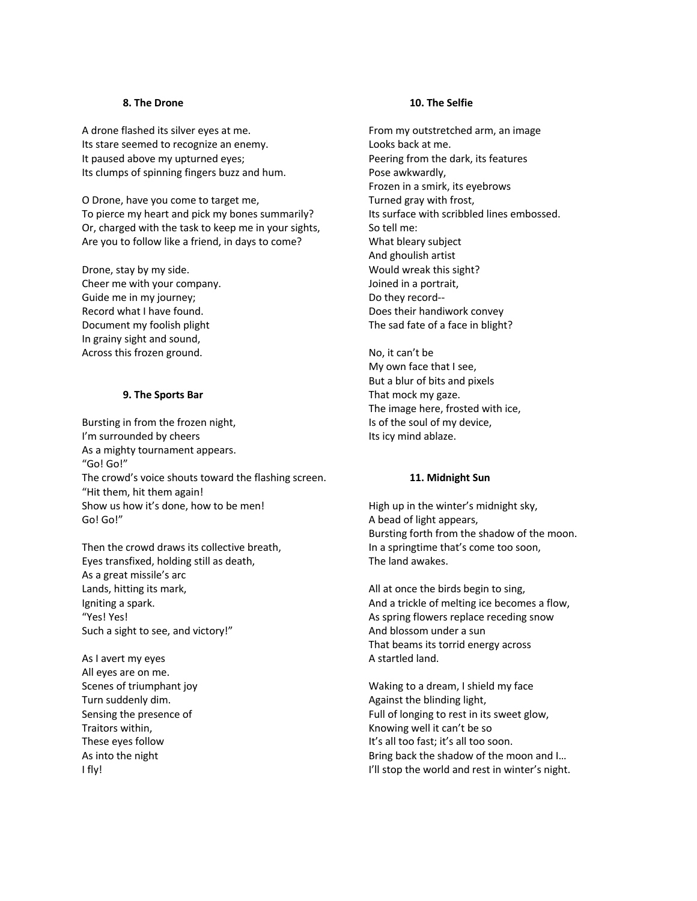### 8. The Drone

A drone flashed its silver eyes at me.
Its stare seemed to recognize an enemy.
It paused above my upturned eyes;
Its clumps of spinning fingers buzz and hum.

O Drone, have you come to target me,
To pierce my heart and pick my bones summarily?
Or, charged with the task to keep me in your sights,
Are you to follow like a friend, in days to come?

Drone, stay by my side.
Cheer me with your company.
Guide me in my journey;
Record what I have found.
Document my foolish plight
In grainy sight and sound,
Across this frozen ground.

### 9. The Sports Bar

Bursting in from the frozen night,
I'm surrounded by cheers
As a mighty tournament appears.
"Go! Go!"
The crowd's voice shouts toward the flashing screen.
"Hit them, hit them again!
Show us how it's done, how to be men!
Go! Go!"

Then the crowd draws its collective breath,
Eyes transfixed, holding still as death,
As a great missile's arc
Lands, hitting its mark,
Igniting a spark.
"Yes! Yes!
Such a sight to see, and victory!"

As I avert my eyes
All eyes are on me.
Scenes of triumphant joy
Turn suddenly dim.
Sensing the presence of
Traitors within,
These eyes follow
As into the night
I fly!

### 10. The Selfie

From my outstretched arm, an image
Looks back at me.
Peering from the dark, its features
Pose awkwardly,
Frozen in a smirk, its eyebrows
Turned gray with frost,
Its surface with scribbled lines embossed.
So tell me:
What bleary subject
And ghoulish artist
Would wreak this sight?
Joined in a portrait,
Do they record--
Does their handiwork convey
The sad fate of a face in blight?

No, it can't be
My own face that I see,
But a blur of bits and pixels
That mock my gaze.
The image here, frosted with ice,
Is of the soul of my device,
Its icy mind ablaze.

### 11. Midnight Sun

High up in the winter's midnight sky,
A bead of light appears,
Bursting forth from the shadow of the moon.
In a springtime that's come too soon,
The land awakes.

All at once the birds begin to sing,
And a trickle of melting ice becomes a flow,
As spring flowers replace receding snow
And blossom under a sun
That beams its torrid energy across
A startled land.

Waking to a dream, I shield my face
Against the blinding light,
Full of longing to rest in its sweet glow,
Knowing well it can't be so
It's all too fast; it's all too soon.
Bring back the shadow of the moon and I…
I'll stop the world and rest in winter's night.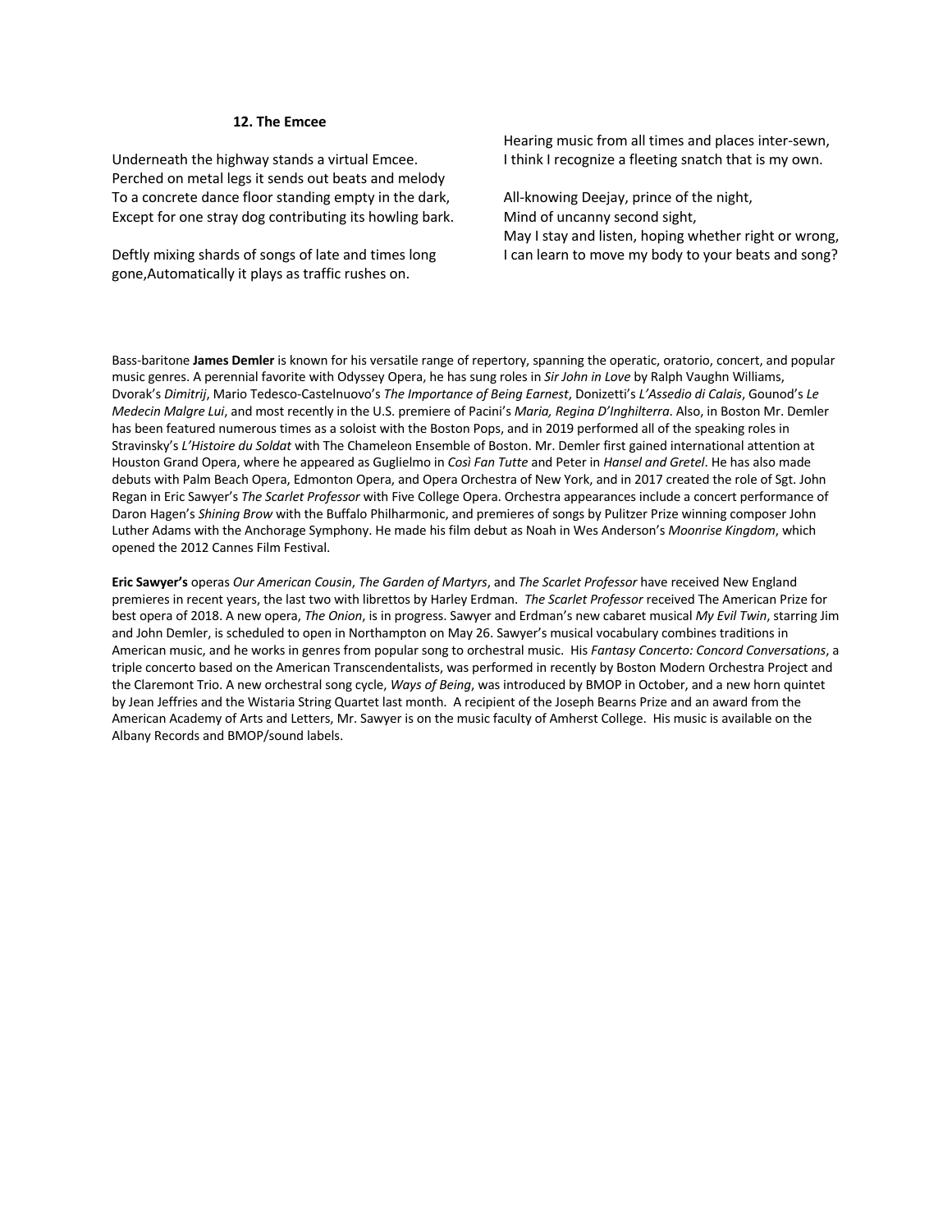**12. The Emcee**

Underneath the highway stands a virtual Emcee.
Perched on metal legs it sends out beats and melody
To a concrete dance floor standing empty in the dark,
Except for one stray dog contributing its howling bark.

Deftly mixing shards of songs of late and times long gone,Automatically it plays as traffic rushes on.

Hearing music from all times and places inter-sewn,
I think I recognize a fleeting snatch that is my own.

All-knowing Deejay, prince of the night,
Mind of uncanny second sight,
May I stay and listen, hoping whether right or wrong,
I can learn to move my body to your beats and song?

Bass-baritone **James Demler** is known for his versatile range of repertory, spanning the operatic, oratorio, concert, and popular music genres. A perennial favorite with Odyssey Opera, he has sung roles in *Sir John in Love* by Ralph Vaughn Williams, Dvorak's *Dimitrij*, Mario Tedesco-Castelnuovo's *The Importance of Being Earnest*, Donizetti's *L'Assedio di Calais*, Gounod's *Le Medecin Malgre Lui*, and most recently in the U.S. premiere of Pacini's *Maria, Regina D'Inghilterra*. Also, in Boston Mr. Demler has been featured numerous times as a soloist with the Boston Pops, and in 2019 performed all of the speaking roles in Stravinsky's *L'Histoire du Soldat* with The Chameleon Ensemble of Boston. Mr. Demler first gained international attention at Houston Grand Opera, where he appeared as Guglielmo in *Così Fan Tutte* and Peter in *Hansel and Gretel*. He has also made debuts with Palm Beach Opera, Edmonton Opera, and Opera Orchestra of New York, and in 2017 created the role of Sgt. John Regan in Eric Sawyer's *The Scarlet Professor* with Five College Opera. Orchestra appearances include a concert performance of Daron Hagen's *Shining Brow* with the Buffalo Philharmonic, and premieres of songs by Pulitzer Prize winning composer John Luther Adams with the Anchorage Symphony. He made his film debut as Noah in Wes Anderson's *Moonrise Kingdom*, which opened the 2012 Cannes Film Festival.

**Eric Sawyer's** operas *Our American Cousin*, *The Garden of Martyrs*, and *The Scarlet Professor* have received New England premieres in recent years, the last two with librettos by Harley Erdman. *The Scarlet Professor* received The American Prize for best opera of 2018. A new opera, *The Onion*, is in progress. Sawyer and Erdman's new cabaret musical *My Evil Twin*, starring Jim and John Demler, is scheduled to open in Northampton on May 26. Sawyer's musical vocabulary combines traditions in American music, and he works in genres from popular song to orchestral music. His *Fantasy Concerto: Concord Conversations*, a triple concerto based on the American Transcendentalists, was performed in recently by Boston Modern Orchestra Project and the Claremont Trio. A new orchestral song cycle, *Ways of Being*, was introduced by BMOP in October, and a new horn quintet by Jean Jeffries and the Wistaria String Quartet last month. A recipient of the Joseph Bearns Prize and an award from the American Academy of Arts and Letters, Mr. Sawyer is on the music faculty of Amherst College. His music is available on the Albany Records and BMOP/sound labels.